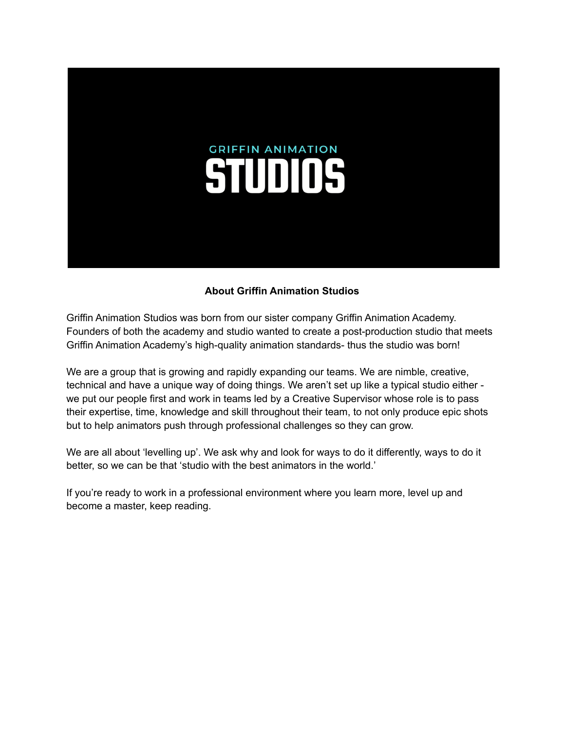GRIFFIN ANIMATION

# STUDIOS

## About Griffin Animation Studios

Griffin Animation Studios was born from our sister company Griffin Animation Academy. Founders of both the academy and studio wanted to create a post-production studio that meets Griffin Animation Academy's high-quality animation standards- thus the studio was born!

We are a group that is growing and rapidly expanding our teams. We are nimble, creative, technical and have a unique way of doing things. We aren't set up like a typical studio either - we put our people first and work in teams led by a Creative Supervisor whose role is to pass their expertise, time, knowledge and skill throughout their team, to not only produce epic shots but to help animators push through professional challenges so they can grow.

We are all about 'levelling up'. We ask why and look for ways to do it differently, ways to do it better, so we can be that 'studio with the best animators in the world.'

If you're ready to work in a professional environment where you learn more, level up and become a master, keep reading.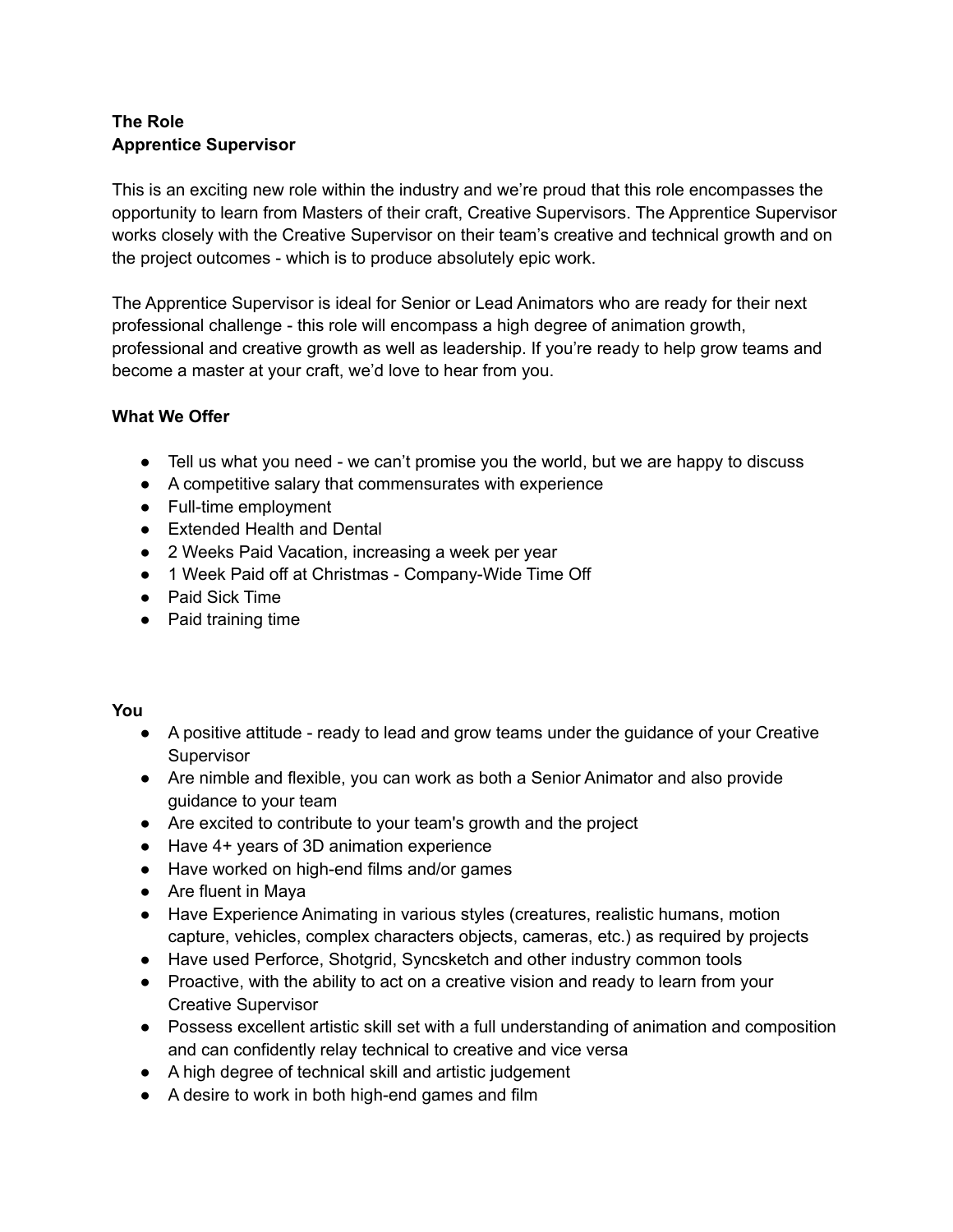**The Role**
**Apprentice Supervisor**

This is an exciting new role within the industry and we're proud that this role encompasses the opportunity to learn from Masters of their craft, Creative Supervisors. The Apprentice Supervisor works closely with the Creative Supervisor on their team's creative and technical growth and on the project outcomes - which is to produce absolutely epic work.

The Apprentice Supervisor is ideal for Senior or Lead Animators who are ready for their next professional challenge - this role will encompass a high degree of animation growth, professional and creative growth as well as leadership. If you're ready to help grow teams and become a master at your craft, we'd love to hear from you.

**What We Offer**

- Tell us what you need - we can't promise you the world, but we are happy to discuss
- A competitive salary that commensurates with experience
- Full-time employment
- Extended Health and Dental
- 2 Weeks Paid Vacation, increasing a week per year
- 1 Week Paid off at Christmas - Company-Wide Time Off
- Paid Sick Time
- Paid training time

**You**

- A positive attitude - ready to lead and grow teams under the guidance of your Creative Supervisor
- Are nimble and flexible, you can work as both a Senior Animator and also provide guidance to your team
- Are excited to contribute to your team's growth and the project
- Have 4+ years of 3D animation experience
- Have worked on high-end films and/or games
- Are fluent in Maya
- Have Experience Animating in various styles (creatures, realistic humans, motion capture, vehicles, complex characters objects, cameras, etc.) as required by projects
- Have used Perforce, Shotgrid, Syncsketch and other industry common tools
- Proactive, with the ability to act on a creative vision and ready to learn from your Creative Supervisor
- Possess excellent artistic skill set with a full understanding of animation and composition and can confidently relay technical to creative and vice versa
- A high degree of technical skill and artistic judgement
- A desire to work in both high-end games and film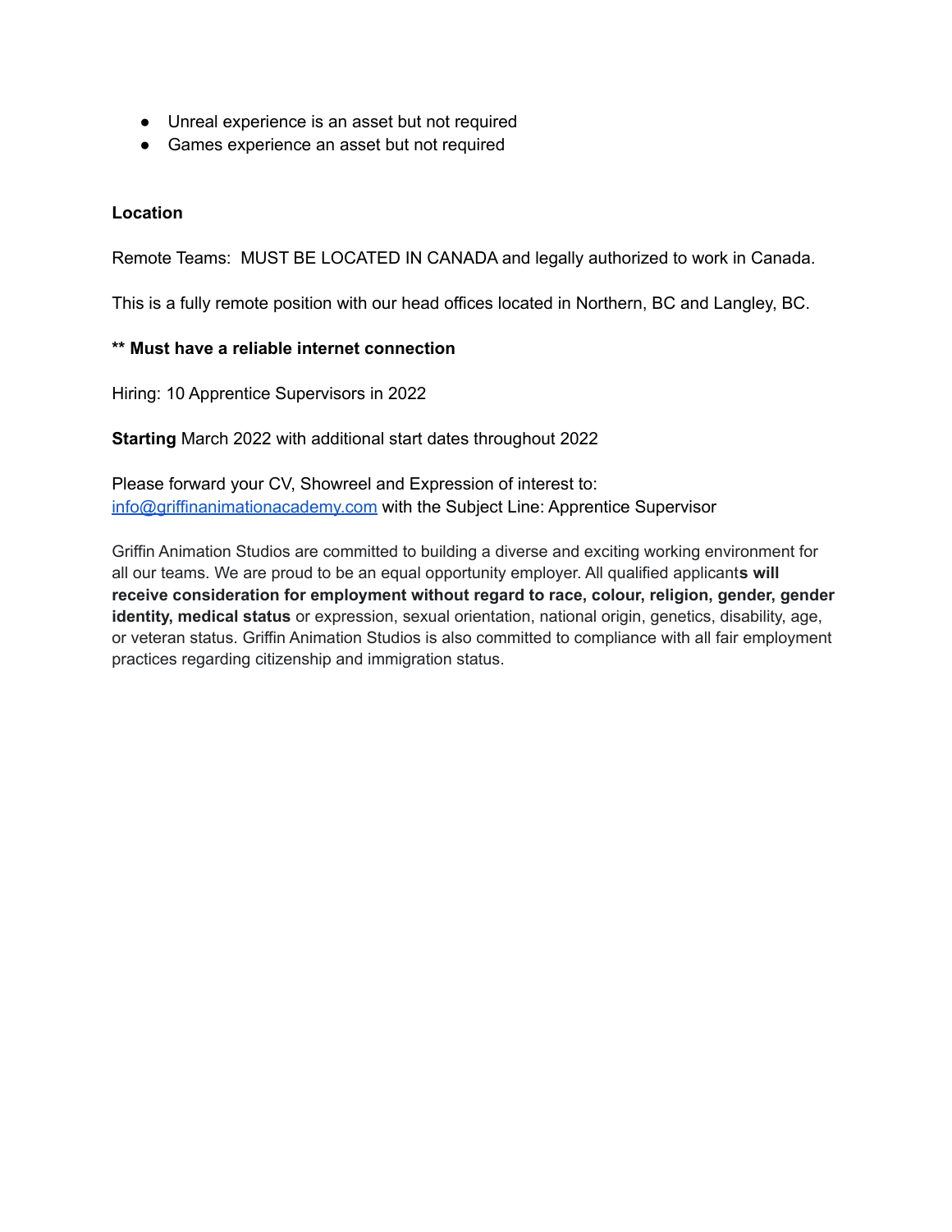- Unreal experience is an asset but not required
- Games experience an asset but not required

**Location**

Remote Teams:  MUST BE LOCATED IN CANADA and legally authorized to work in Canada.

This is a fully remote position with our head offices located in Northern, BC and Langley, BC.

**** Must have a reliable internet connection**

Hiring: 10 Apprentice Supervisors in 2022

**Starting** March 2022 with additional start dates throughout 2022

Please forward your CV, Showreel and Expression of interest to:
[info@griffinanimationacademy.com](mailto:info@griffinanimationacademy.com) with the Subject Line: Apprentice Supervisor

Griffin Animation Studios are committed to building a diverse and exciting working environment for all our teams. We are proud to be an equal opportunity employer. All qualified applicant**s will receive consideration for employment without regard to race, colour, religion, gender, gender identity, medical status** or expression, sexual orientation, national origin, genetics, disability, age, or veteran status. Griffin Animation Studios is also committed to compliance with all fair employment practices regarding citizenship and immigration status.